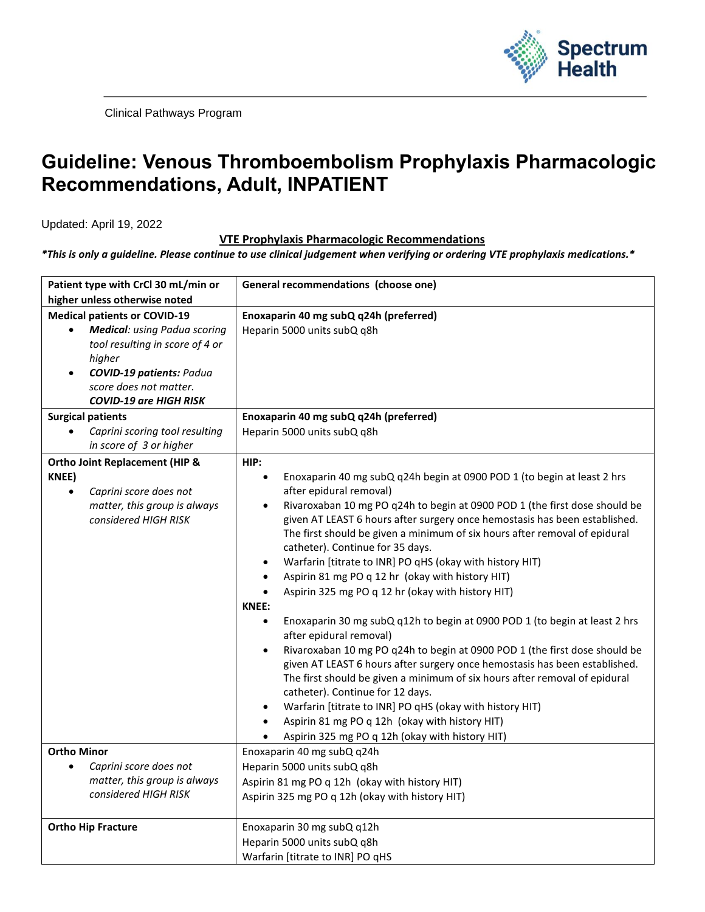Spectrum Health

Clinical Pathways Program

# Guideline: Venous Thromboembolism Prophylaxis Pharmacologic Recommendations, Adult, INPATIENT

Updated: April 19, 2022

**VTE Prophylaxis Pharmacologic Recommendations**

***This is only a guideline. Please continue to use clinical judgement when verifying or ordering VTE prophylaxis medications.***

| Patient type with CrCl 30 mL/min or higher unless otherwise noted | General recommendations (choose one) |
|---|---|
| **Medical patients or COVID-19**<br>• ***Medical****: using Padua scoring tool resulting in score of 4 or higher*<br>• ***COVID-19 patients:*** *Padua score does not matter.* ***COVID-19 are HIGH RISK*** | **Enoxaparin 40 mg subQ q24h (preferred)**<br>Heparin 5000 units subQ q8h |
| **Surgical patients**<br>• *Caprini scoring tool resulting in score of 3 or higher* | **Enoxaparin 40 mg subQ q24h (preferred)**<br>Heparin 5000 units subQ q8h |
| **Ortho Joint Replacement (HIP & KNEE)**<br>• *Caprini score does not matter, this group is always considered HIGH RISK* | **HIP:**<br>• Enoxaparin 40 mg subQ q24h begin at 0900 POD 1 (to begin at least 2 hrs after epidural removal)<br>• Rivaroxaban 10 mg PO q24h to begin at 0900 POD 1 (the first dose should be given AT LEAST 6 hours after surgery once hemostasis has been established. The first should be given a minimum of six hours after removal of epidural catheter). Continue for 35 days.<br>• Warfarin [titrate to INR] PO qHS (okay with history HIT)<br>• Aspirin 81 mg PO q 12 hr (okay with history HIT)<br>• Aspirin 325 mg PO q 12 hr (okay with history HIT)<br>**KNEE:**<br>• Enoxaparin 30 mg subQ q12h to begin at 0900 POD 1 (to begin at least 2 hrs after epidural removal)<br>• Rivaroxaban 10 mg PO q24h to begin at 0900 POD 1 (the first dose should be given AT LEAST 6 hours after surgery once hemostasis has been established. The first should be given a minimum of six hours after removal of epidural catheter). Continue for 12 days.<br>• Warfarin [titrate to INR] PO qHS (okay with history HIT)<br>• Aspirin 81 mg PO q 12h (okay with history HIT)<br>• Aspirin 325 mg PO q 12h (okay with history HIT) |
| **Ortho Minor**<br>• *Caprini score does not matter, this group is always considered HIGH RISK* | Enoxaparin 40 mg subQ q24h<br>Heparin 5000 units subQ q8h<br>Aspirin 81 mg PO q 12h (okay with history HIT)<br>Aspirin 325 mg PO q 12h (okay with history HIT) |
| **Ortho Hip Fracture** | Enoxaparin 30 mg subQ q12h<br>Heparin 5000 units subQ q8h<br>Warfarin [titrate to INR] PO qHS |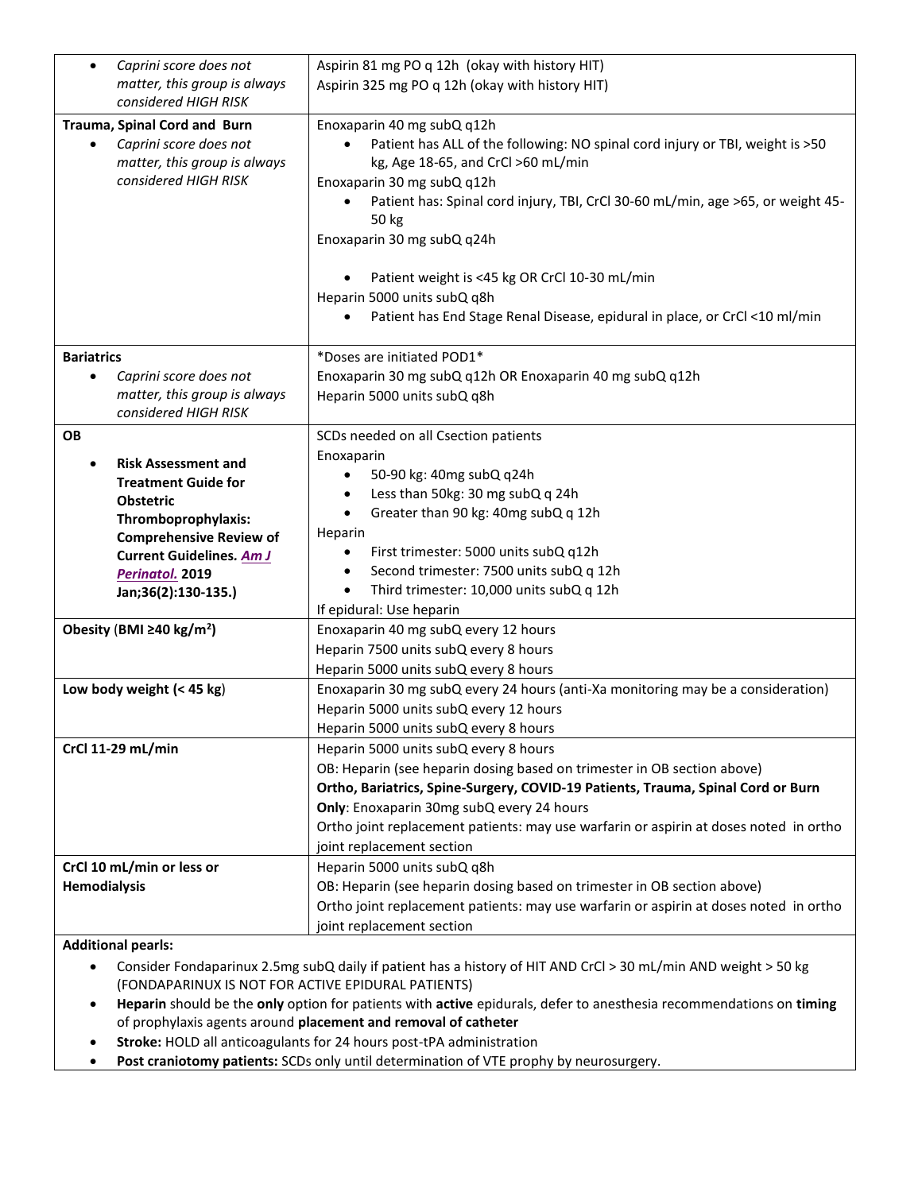| | |
|---|---|
| • *Caprini score does not matter, this group is always considered HIGH RISK* | Aspirin 81 mg PO q 12h (okay with history HIT)<br>Aspirin 325 mg PO q 12h (okay with history HIT) |
| **Trauma, Spinal Cord and Burn**<br>• *Caprini score does not matter, this group is always considered HIGH RISK* | Enoxaparin 40 mg subQ q12h<br>• Patient has ALL of the following: NO spinal cord injury or TBI, weight is >50 kg, Age 18-65, and CrCl >60 mL/min<br>Enoxaparin 30 mg subQ q12h<br>• Patient has: Spinal cord injury, TBI, CrCl 30-60 mL/min, age >65, or weight 45-50 kg<br>Enoxaparin 30 mg subQ q24h<br>• Patient weight is <45 kg OR CrCl 10-30 mL/min<br>Heparin 5000 units subQ q8h<br>• Patient has End Stage Renal Disease, epidural in place, or CrCl <10 ml/min |
| **Bariatrics**<br>• *Caprini score does not matter, this group is always considered HIGH RISK* | *Doses are initiated POD1*<br>Enoxaparin 30 mg subQ q12h OR Enoxaparin 40 mg subQ q12h<br>Heparin 5000 units subQ q8h |
| **OB**<br>• **Risk Assessment and Treatment Guide for Obstetric Thromboprophylaxis: Comprehensive Review of Current Guidelines. *Am J Perinatol.* 2019 Jan;36(2):130-135.)** | SCDs needed on all Csection patients<br>Enoxaparin<br>• 50-90 kg: 40mg subQ q24h<br>• Less than 50kg: 30 mg subQ q 24h<br>• Greater than 90 kg: 40mg subQ q 12h<br>Heparin<br>• First trimester: 5000 units subQ q12h<br>• Second trimester: 7500 units subQ q 12h<br>• Third trimester: 10,000 units subQ q 12h<br>If epidural: Use heparin |
| **Obesity** (**BMI ≥40 kg/m²**) | Enoxaparin 40 mg subQ every 12 hours<br>Heparin 7500 units subQ every 8 hours<br>Heparin 5000 units subQ every 8 hours |
| **Low body weight (< 45 kg**) | Enoxaparin 30 mg subQ every 24 hours (anti-Xa monitoring may be a consideration)<br>Heparin 5000 units subQ every 12 hours<br>Heparin 5000 units subQ every 8 hours |
| **CrCl 11-29 mL/min** | Heparin 5000 units subQ every 8 hours<br>OB: Heparin (see heparin dosing based on trimester in OB section above)<br>**Ortho, Bariatrics, Spine-Surgery, COVID-19 Patients, Trauma, Spinal Cord or Burn Only**: Enoxaparin 30mg subQ every 24 hours<br>Ortho joint replacement patients: may use warfarin or aspirin at doses noted in ortho joint replacement section |
| **CrCl 10 mL/min or less or Hemodialysis** | Heparin 5000 units subQ q8h<br>OB: Heparin (see heparin dosing based on trimester in OB section above)<br>Ortho joint replacement patients: may use warfarin or aspirin at doses noted in ortho joint replacement section |

**Additional pearls:**

- Consider Fondaparinux 2.5mg subQ daily if patient has a history of HIT AND CrCl > 30 mL/min AND weight > 50 kg (FONDAPARINUX IS NOT FOR ACTIVE EPIDURAL PATIENTS)
- **Heparin** should be the **only** option for patients with **active** epidurals, defer to anesthesia recommendations on **timing** of prophylaxis agents around **placement and removal of catheter**
- **Stroke:** HOLD all anticoagulants for 24 hours post-tPA administration
- **Post craniotomy patients:** SCDs only until determination of VTE prophy by neurosurgery.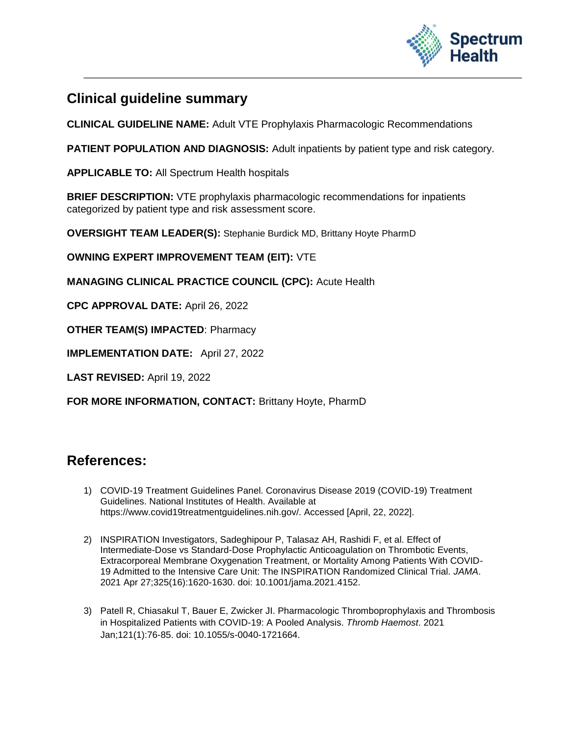## Clinical guideline summary

**CLINICAL GUIDELINE NAME:** Adult VTE Prophylaxis Pharmacologic Recommendations

**PATIENT POPULATION AND DIAGNOSIS:** Adult inpatients by patient type and risk category.

**APPLICABLE TO:** All Spectrum Health hospitals

**BRIEF DESCRIPTION:** VTE prophylaxis pharmacologic recommendations for inpatients categorized by patient type and risk assessment score.

**OVERSIGHT TEAM LEADER(S):** Stephanie Burdick MD, Brittany Hoyte PharmD

**OWNING EXPERT IMPROVEMENT TEAM (EIT):** VTE

**MANAGING CLINICAL PRACTICE COUNCIL (CPC):** Acute Health

**CPC APPROVAL DATE:** April 26, 2022

**OTHER TEAM(S) IMPACTED**: Pharmacy

**IMPLEMENTATION DATE:** April 27, 2022

**LAST REVISED:** April 19, 2022

**FOR MORE INFORMATION, CONTACT:** Brittany Hoyte, PharmD

## References:

1) COVID-19 Treatment Guidelines Panel. Coronavirus Disease 2019 (COVID-19) Treatment Guidelines. National Institutes of Health. Available at https://www.covid19treatmentguidelines.nih.gov/. Accessed [April, 22, 2022].

2) INSPIRATION Investigators, Sadeghipour P, Talasaz AH, Rashidi F, et al. Effect of Intermediate-Dose vs Standard-Dose Prophylactic Anticoagulation on Thrombotic Events, Extracorporeal Membrane Oxygenation Treatment, or Mortality Among Patients With COVID-19 Admitted to the Intensive Care Unit: The INSPIRATION Randomized Clinical Trial. *JAMA*. 2021 Apr 27;325(16):1620-1630. doi: 10.1001/jama.2021.4152.

3) Patell R, Chiasakul T, Bauer E, Zwicker JI. Pharmacologic Thromboprophylaxis and Thrombosis in Hospitalized Patients with COVID-19: A Pooled Analysis. *Thromb Haemost*. 2021 Jan;121(1):76-85. doi: 10.1055/s-0040-1721664.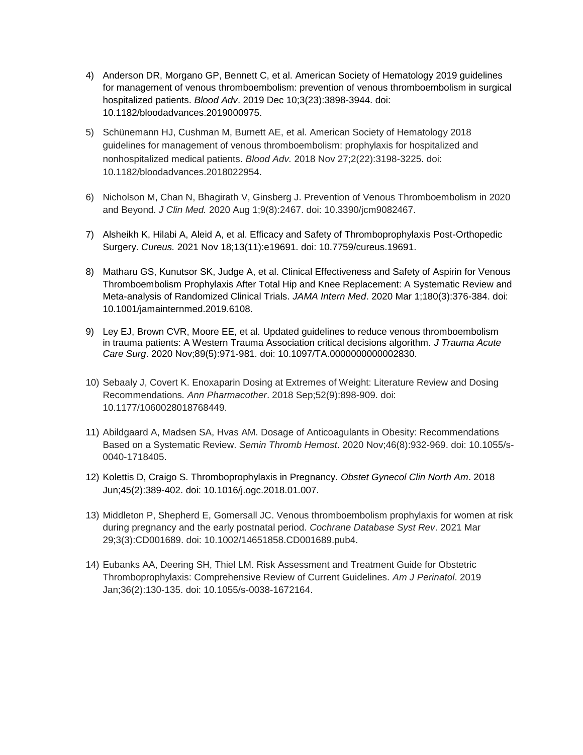4) Anderson DR, Morgano GP, Bennett C, et al. American Society of Hematology 2019 guidelines for management of venous thromboembolism: prevention of venous thromboembolism in surgical hospitalized patients. *Blood Adv*. 2019 Dec 10;3(23):3898-3944. doi: 10.1182/bloodadvances.2019000975.

5) Schünemann HJ, Cushman M, Burnett AE, et al. American Society of Hematology 2018 guidelines for management of venous thromboembolism: prophylaxis for hospitalized and nonhospitalized medical patients. *Blood Adv.* 2018 Nov 27;2(22):3198-3225. doi: 10.1182/bloodadvances.2018022954.

6) Nicholson M, Chan N, Bhagirath V, Ginsberg J. Prevention of Venous Thromboembolism in 2020 and Beyond. *J Clin Med.* 2020 Aug 1;9(8):2467. doi: 10.3390/jcm9082467.

7) Alsheikh K, Hilabi A, Aleid A, et al. Efficacy and Safety of Thromboprophylaxis Post-Orthopedic Surgery. *Cureus.* 2021 Nov 18;13(11):e19691. doi: 10.7759/cureus.19691.

8) Matharu GS, Kunutsor SK, Judge A, et al. Clinical Effectiveness and Safety of Aspirin for Venous Thromboembolism Prophylaxis After Total Hip and Knee Replacement: A Systematic Review and Meta-analysis of Randomized Clinical Trials. *JAMA Intern Med*. 2020 Mar 1;180(3):376-384. doi: 10.1001/jamainternmed.2019.6108.

9) Ley EJ, Brown CVR, Moore EE, et al. Updated guidelines to reduce venous thromboembolism in trauma patients: A Western Trauma Association critical decisions algorithm. *J Trauma Acute Care Surg*. 2020 Nov;89(5):971-981. doi: 10.1097/TA.0000000000002830.

10) Sebaaly J, Covert K. Enoxaparin Dosing at Extremes of Weight: Literature Review and Dosing Recommendations*. Ann Pharmacother*. 2018 Sep;52(9):898-909. doi: 10.1177/1060028018768449.

11) Abildgaard A, Madsen SA, Hvas AM. Dosage of Anticoagulants in Obesity: Recommendations Based on a Systematic Review. *Semin Thromb Hemost*. 2020 Nov;46(8):932-969. doi: 10.1055/s-0040-1718405.

12) Kolettis D, Craigo S. Thromboprophylaxis in Pregnancy. *Obstet Gynecol Clin North Am*. 2018 Jun;45(2):389-402. doi: 10.1016/j.ogc.2018.01.007.

13) Middleton P, Shepherd E, Gomersall JC. Venous thromboembolism prophylaxis for women at risk during pregnancy and the early postnatal period. *Cochrane Database Syst Rev*. 2021 Mar 29;3(3):CD001689. doi: 10.1002/14651858.CD001689.pub4.

14) Eubanks AA, Deering SH, Thiel LM. Risk Assessment and Treatment Guide for Obstetric Thromboprophylaxis: Comprehensive Review of Current Guidelines. *Am J Perinatol*. 2019 Jan;36(2):130-135. doi: 10.1055/s-0038-1672164.